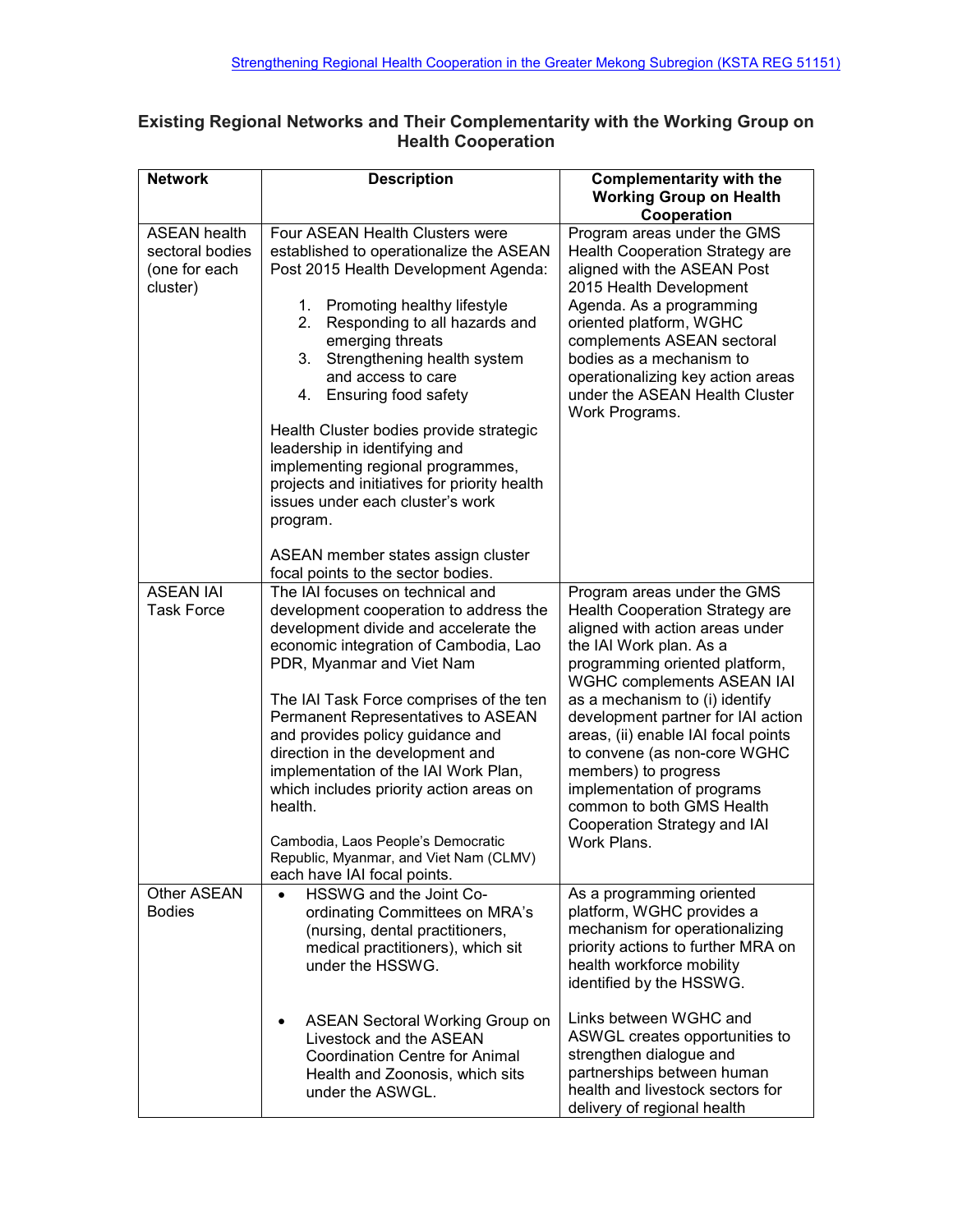[Strengthening Regional Health Cooperation in the Greater Mekong Subregion (KSTA REG 51151)]

**Existing Regional Networks and Their Complementarity with the Working Group on Health Cooperation**

| Network | Description | Complementarity with the Working Group on Health Cooperation |
|---|---|---|
| ASEAN health sectoral bodies (one for each cluster) | Four ASEAN Health Clusters were established to operationalize the ASEAN Post 2015 Health Development Agenda:<br><br>1. Promoting healthy lifestyle<br>2. Responding to all hazards and emerging threats<br>3. Strengthening health system and access to care<br>4. Ensuring food safety<br><br>Health Cluster bodies provide strategic leadership in identifying and implementing regional programmes, projects and initiatives for priority health issues under each cluster's work program.<br><br>ASEAN member states assign cluster focal points to the sector bodies. | Program areas under the GMS Health Cooperation Strategy are aligned with the ASEAN Post 2015 Health Development Agenda. As a programming oriented platform, WGHC complements ASEAN sectoral bodies as a mechanism to operationalizing key action areas under the ASEAN Health Cluster Work Programs. |
| ASEAN IAI Task Force | The IAI focuses on technical and development cooperation to address the development divide and accelerate the economic integration of Cambodia, Lao PDR, Myanmar and Viet Nam<br><br>The IAI Task Force comprises of the ten Permanent Representatives to ASEAN and provides policy guidance and direction in the development and implementation of the IAI Work Plan, which includes priority action areas on health.<br><br>Cambodia, Laos People's Democratic Republic, Myanmar, and Viet Nam (CLMV) each have IAI focal points. | Program areas under the GMS Health Cooperation Strategy are aligned with action areas under the IAI Work plan. As a programming oriented platform, WGHC complements ASEAN IAI as a mechanism to (i) identify development partner for IAI action areas, (ii) enable IAI focal points to convene (as non-core WGHC members) to progress implementation of programs common to both GMS Health Cooperation Strategy and IAI Work Plans. |
| Other ASEAN Bodies | • HSSWG and the Joint Co-ordinating Committees on MRA's (nursing, dental practitioners, medical practitioners), which sit under the HSSWG.<br><br>• ASEAN Sectoral Working Group on Livestock and the ASEAN Coordination Centre for Animal Health and Zoonosis, which sits under the ASWGL. | As a programming oriented platform, WGHC provides a mechanism for operationalizing priority actions to further MRA on health workforce mobility identified by the HSSWG.<br><br>Links between WGHC and ASWGL creates opportunities to strengthen dialogue and partnerships between human health and livestock sectors for delivery of regional health |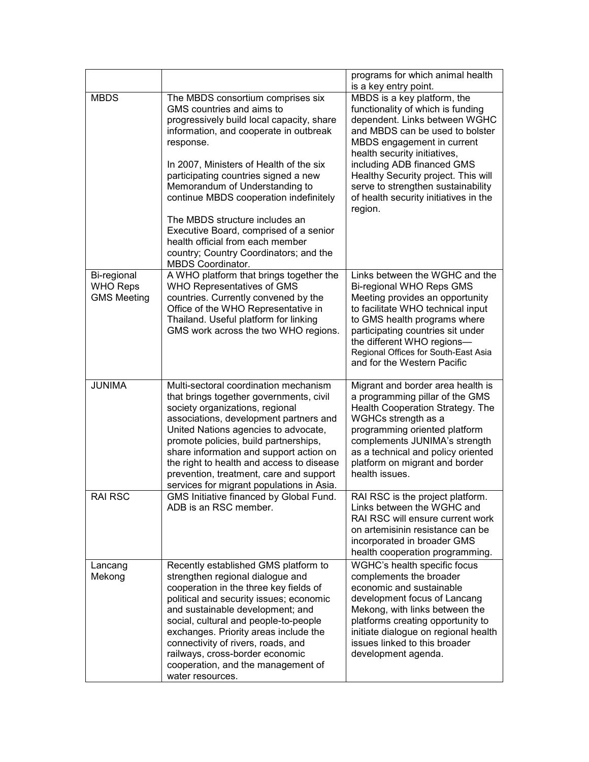| | | |
|---|---|---|
| | | programs for which animal health is a key entry point. |
| MBDS | The MBDS consortium comprises six GMS countries and aims to progressively build local capacity, share information, and cooperate in outbreak response.<br><br>In 2007, Ministers of Health of the six participating countries signed a new Memorandum of Understanding to continue MBDS cooperation indefinitely<br><br>The MBDS structure includes an Executive Board, comprised of a senior health official from each member country; Country Coordinators; and the MBDS Coordinator. | MBDS is a key platform, the functionality of which is funding dependent. Links between WGHC and MBDS can be used to bolster MBDS engagement in current health security initiatives, including ADB financed GMS Healthy Security project. This will serve to strengthen sustainability of health security initiatives in the region. |
| Bi-regional WHO Reps GMS Meeting | A WHO platform that brings together the WHO Representatives of GMS countries. Currently convened by the Office of the WHO Representative in Thailand. Useful platform for linking GMS work across the two WHO regions. | Links between the WGHC and the Bi-regional WHO Reps GMS Meeting provides an opportunity to facilitate WHO technical input to GMS health programs where participating countries sit under the different WHO regions—Regional Offices for South-East Asia and for the Western Pacific |
| JUNIMA | Multi-sectoral coordination mechanism that brings together governments, civil society organizations, regional associations, development partners and United Nations agencies to advocate, promote policies, build partnerships, share information and support action on the right to health and access to disease prevention, treatment, care and support services for migrant populations in Asia. | Migrant and border area health is a programming pillar of the GMS Health Cooperation Strategy. The WGHCs strength as a programming oriented platform complements JUNIMA's strength as a technical and policy oriented platform on migrant and border health issues. |
| RAI RSC | GMS Initiative financed by Global Fund. ADB is an RSC member. | RAI RSC is the project platform. Links between the WGHC and RAI RSC will ensure current work on artemisinin resistance can be incorporated in broader GMS health cooperation programming. |
| Lancang Mekong | Recently established GMS platform to strengthen regional dialogue and cooperation in the three key fields of political and security issues; economic and sustainable development; and social, cultural and people-to-people exchanges. Priority areas include the connectivity of rivers, roads, and railways, cross-border economic cooperation, and the management of water resources. | WGHC's health specific focus complements the broader economic and sustainable development focus of Lancang Mekong, with links between the platforms creating opportunity to initiate dialogue on regional health issues linked to this broader development agenda. |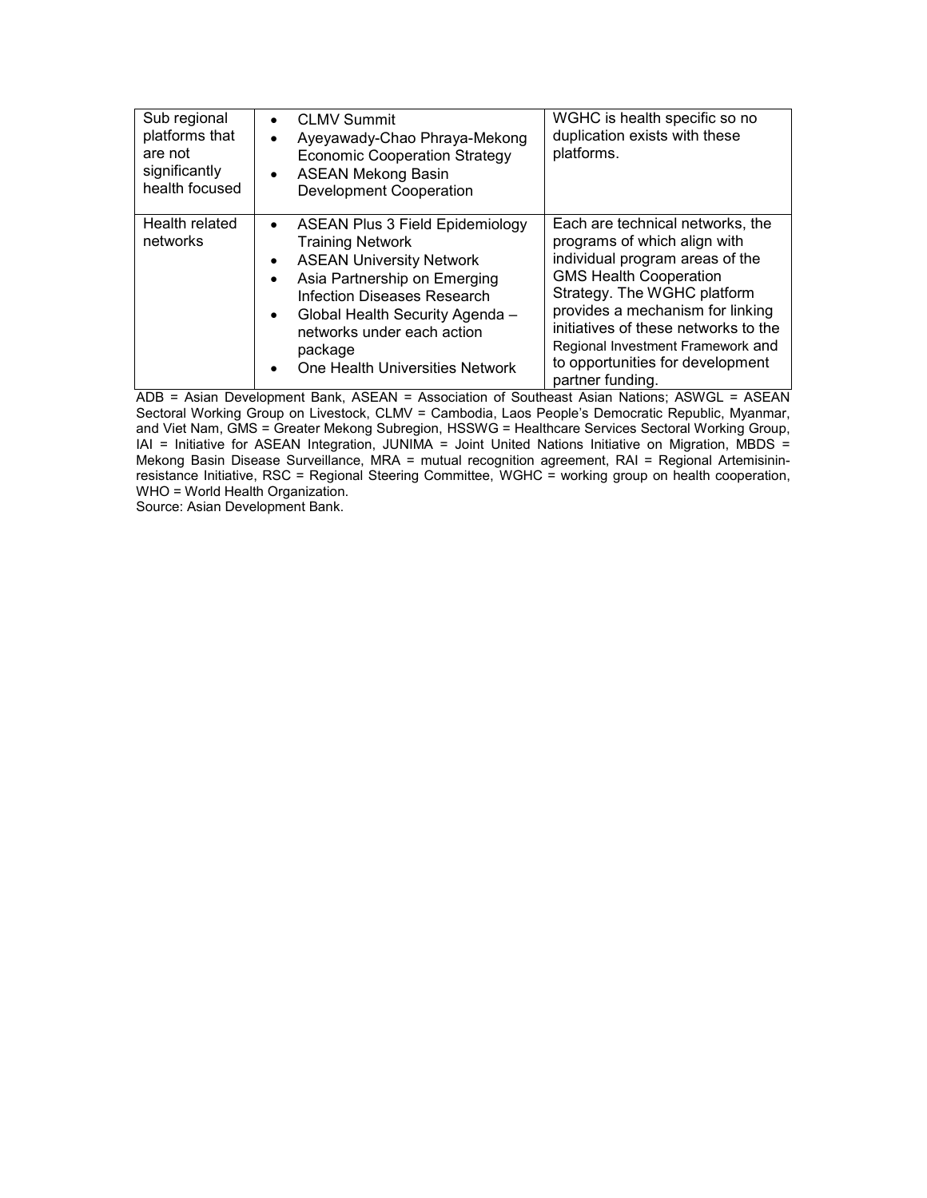| | | |
|---|---|---|
| Sub regional platforms that are not significantly health focused | • CLMV Summit<br>• Ayeyawady-Chao Phraya-Mekong Economic Cooperation Strategy<br>• ASEAN Mekong Basin Development Cooperation | WGHC is health specific so no duplication exists with these platforms. |
| Health related networks | • ASEAN Plus 3 Field Epidemiology Training Network<br>• ASEAN University Network<br>• Asia Partnership on Emerging Infection Diseases Research<br>• Global Health Security Agenda – networks under each action package<br>• One Health Universities Network | Each are technical networks, the programs of which align with individual program areas of the GMS Health Cooperation Strategy. The WGHC platform provides a mechanism for linking initiatives of these networks to the Regional Investment Framework and to opportunities for development partner funding. |

ADB = Asian Development Bank, ASEAN = Association of Southeast Asian Nations; ASWGL = ASEAN Sectoral Working Group on Livestock, CLMV = Cambodia, Laos People's Democratic Republic, Myanmar, and Viet Nam, GMS = Greater Mekong Subregion, HSSWG = Healthcare Services Sectoral Working Group, IAI = Initiative for ASEAN Integration, JUNIMA = Joint United Nations Initiative on Migration, MBDS = Mekong Basin Disease Surveillance, MRA = mutual recognition agreement, RAI = Regional Artemisinin-resistance Initiative, RSC = Regional Steering Committee, WGHC = working group on health cooperation, WHO = World Health Organization.

Source: Asian Development Bank.